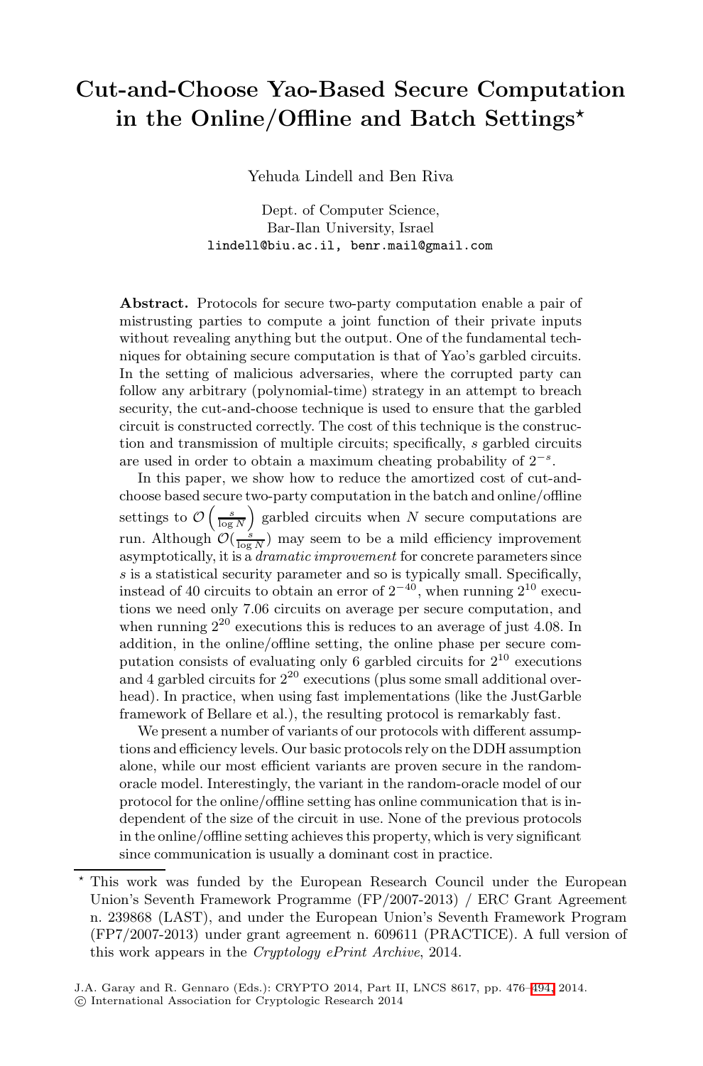# Cut-and-Choose Yao-Based Secure Computation in the Online/Offline and Batch Settings*

Yehuda Lindell and Ben Riva

Dept. of Computer Science,
Bar-Ilan University, Israel
lindell@biu.ac.il, benr.mail@gmail.com

**Abstract.** Protocols for secure two-party computation enable a pair of mistrusting parties to compute a joint function of their private inputs without revealing anything but the output. One of the fundamental techniques for obtaining secure computation is that of Yao's garbled circuits. In the setting of malicious adversaries, where the corrupted party can follow any arbitrary (polynomial-time) strategy in an attempt to breach security, the cut-and-choose technique is used to ensure that the garbled circuit is constructed correctly. The cost of this technique is the construction and transmission of multiple circuits; specifically, $s$ garbled circuits are used in order to obtain a maximum cheating probability of $2^{-s}$.

In this paper, we show how to reduce the amortized cost of cut-and-choose based secure two-party computation in the batch and online/offline settings to $\mathcal{O}\left(\frac{s}{\log N}\right)$ garbled circuits when $N$ secure computations are run. Although $\mathcal{O}(\frac{s}{\log N})$ may seem to be a mild efficiency improvement asymptotically, it is a *dramatic improvement* for concrete parameters since $s$ is a statistical security parameter and so is typically small. Specifically, instead of 40 circuits to obtain an error of $2^{-40}$, when running $2^{10}$ executions we need only 7.06 circuits on average per secure computation, and when running $2^{20}$ executions this is reduces to an average of just 4.08. In addition, in the online/offline setting, the online phase per secure computation consists of evaluating only 6 garbled circuits for $2^{10}$ executions and 4 garbled circuits for $2^{20}$ executions (plus some small additional overhead). In practice, when using fast implementations (like the JustGarble framework of Bellare et al.), the resulting protocol is remarkably fast.

We present a number of variants of our protocols with different assumptions and efficiency levels. Our basic protocols rely on the DDH assumption alone, while our most efficient variants are proven secure in the random-oracle model. Interestingly, the variant in the random-oracle model of our protocol for the online/offline setting has online communication that is independent of the size of the circuit in use. None of the previous protocols in the online/offline setting achieves this property, which is very significant since communication is usually a dominant cost in practice.

---

* This work was funded by the European Research Council under the European Union's Seventh Framework Programme (FP/2007-2013) / ERC Grant Agreement n. 239868 (LAST), and under the European Union's Seventh Framework Program (FP7/2007-2013) under grant agreement n. 609611 (PRACTICE). A full version of this work appears in the *Cryptology ePrint Archive*, 2014.

J.A. Garay and R. Gennaro (Eds.): CRYPTO 2014, Part II, LNCS 8617, pp. 476–494, 2014.
© International Association for Cryptologic Research 2014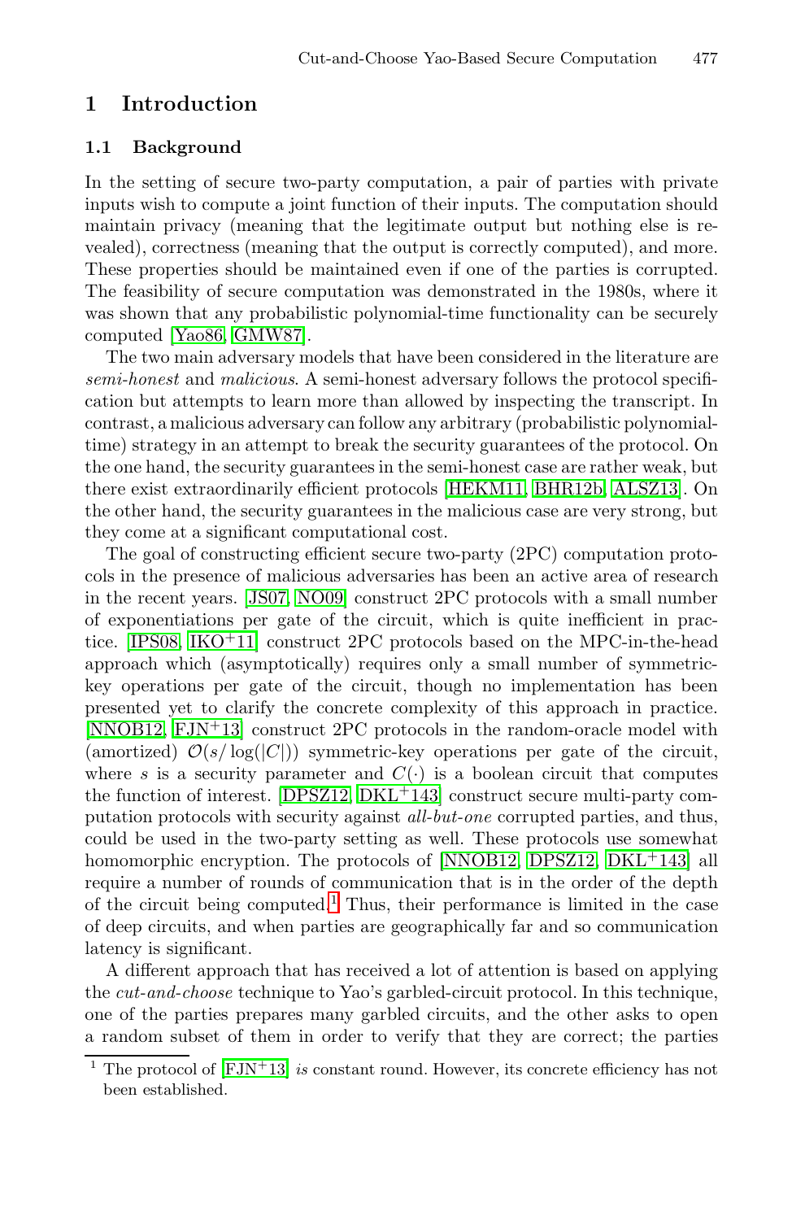## 1 Introduction

### 1.1 Background

In the setting of secure two-party computation, a pair of parties with private inputs wish to compute a joint function of their inputs. The computation should maintain privacy (meaning that the legitimate output but nothing else is revealed), correctness (meaning that the output is correctly computed), and more. These properties should be maintained even if one of the parties is corrupted. The feasibility of secure computation was demonstrated in the 1980s, where it was shown that any probabilistic polynomial-time functionality can be securely computed [Yao86, GMW87].

The two main adversary models that have been considered in the literature are *semi-honest* and *malicious*. A semi-honest adversary follows the protocol specification but attempts to learn more than allowed by inspecting the transcript. In contrast, a malicious adversary can follow any arbitrary (probabilistic polynomial-time) strategy in an attempt to break the security guarantees of the protocol. On the one hand, the security guarantees in the semi-honest case are rather weak, but there exist extraordinarily efficient protocols [HEKM11, BHR12b, ALSZ13]. On the other hand, the security guarantees in the malicious case are very strong, but they come at a significant computational cost.

The goal of constructing efficient secure two-party (2PC) computation protocols in the presence of malicious adversaries has been an active area of research in the recent years. [JS07, NO09] construct 2PC protocols with a small number of exponentiations per gate of the circuit, which is quite inefficient in practice. [IPS08, IKO[+]11] construct 2PC protocols based on the MPC-in-the-head approach which (asymptotically) requires only a small number of symmetric-key operations per gate of the circuit, though no implementation has been presented yet to clarify the concrete complexity of this approach in practice. [NNOB12, FJN[+]13] construct 2PC protocols in the random-oracle model with (amortized) $\mathcal{O}(s/\log(|C|))$ symmetric-key operations per gate of the circuit, where $s$ is a security parameter and $C(\cdot)$ is a boolean circuit that computes the function of interest. [DPSZ12, DKL[+]143] construct secure multi-party computation protocols with security against *all-but-one* corrupted parties, and thus, could be used in the two-party setting as well. These protocols use somewhat homomorphic encryption. The protocols of [NNOB12, DPSZ12, DKL[+]143] all require a number of rounds of communication that is in the order of the depth of the circuit being computed.[1] Thus, their performance is limited in the case of deep circuits, and when parties are geographically far and so communication latency is significant.

A different approach that has received a lot of attention is based on applying the *cut-and-choose* technique to Yao's garbled-circuit protocol. In this technique, one of the parties prepares many garbled circuits, and the other asks to open a random subset of them in order to verify that they are correct; the parties

[1] The protocol of [FJN[+]13] *is* constant round. However, its concrete efficiency has not been established.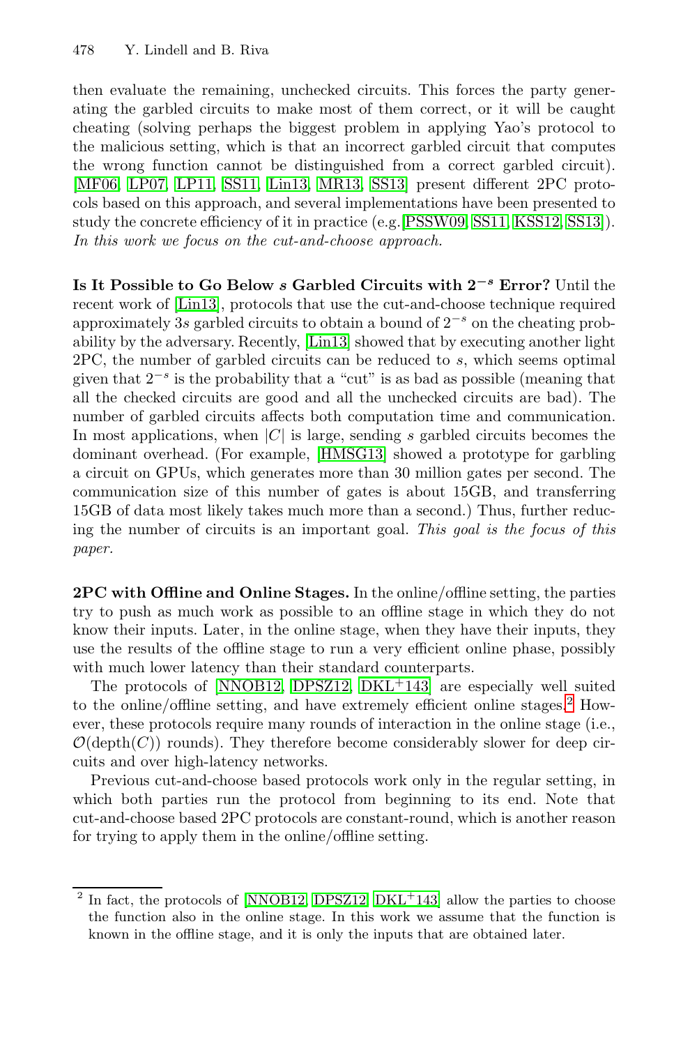then evaluate the remaining, unchecked circuits. This forces the party generating the garbled circuits to make most of them correct, or it will be caught cheating (solving perhaps the biggest problem in applying Yao's protocol to the malicious setting, which is that an incorrect garbled circuit that computes the wrong function cannot be distinguished from a correct garbled circuit). [MF06, LP07, LP11, SS11, Lin13, MR13, SS13] present different 2PC protocols based on this approach, and several implementations have been presented to study the concrete efficiency of it in practice (e.g.[PSSW09, SS11, KSS12, SS13]). *In this work we focus on the cut-and-choose approach.*

**Is It Possible to Go Below $s$ Garbled Circuits with $2^{-s}$ Error?** Until the recent work of [Lin13], protocols that use the cut-and-choose technique required approximately $3s$ garbled circuits to obtain a bound of $2^{-s}$ on the cheating probability by the adversary. Recently, [Lin13] showed that by executing another light 2PC, the number of garbled circuits can be reduced to $s$, which seems optimal given that $2^{-s}$ is the probability that a "cut" is as bad as possible (meaning that all the checked circuits are good and all the unchecked circuits are bad). The number of garbled circuits affects both computation time and communication. In most applications, when $|C|$ is large, sending $s$ garbled circuits becomes the dominant overhead. (For example, [HMSG13] showed a prototype for garbling a circuit on GPUs, which generates more than 30 million gates per second. The communication size of this number of gates is about 15GB, and transferring 15GB of data most likely takes much more than a second.) Thus, further reducing the number of circuits is an important goal. *This goal is the focus of this paper.*

**2PC with Offline and Online Stages.** In the online/offline setting, the parties try to push as much work as possible to an offline stage in which they do not know their inputs. Later, in the online stage, when they have their inputs, they use the results of the offline stage to run a very efficient online phase, possibly with much lower latency than their standard counterparts.

The protocols of [NNOB12, DPSZ12, DKL+143] are especially well suited to the online/offline setting, and have extremely efficient online stages.[2] However, these protocols require many rounds of interaction in the online stage (i.e., $\mathcal{O}(\text{depth}(C))$ rounds). They therefore become considerably slower for deep circuits and over high-latency networks.

Previous cut-and-choose based protocols work only in the regular setting, in which both parties run the protocol from beginning to its end. Note that cut-and-choose based 2PC protocols are constant-round, which is another reason for trying to apply them in the online/offline setting.

---

[2] In fact, the protocols of [NNOB12, DPSZ12, DKL+143] allow the parties to choose the function also in the online stage. In this work we assume that the function is known in the offline stage, and it is only the inputs that are obtained later.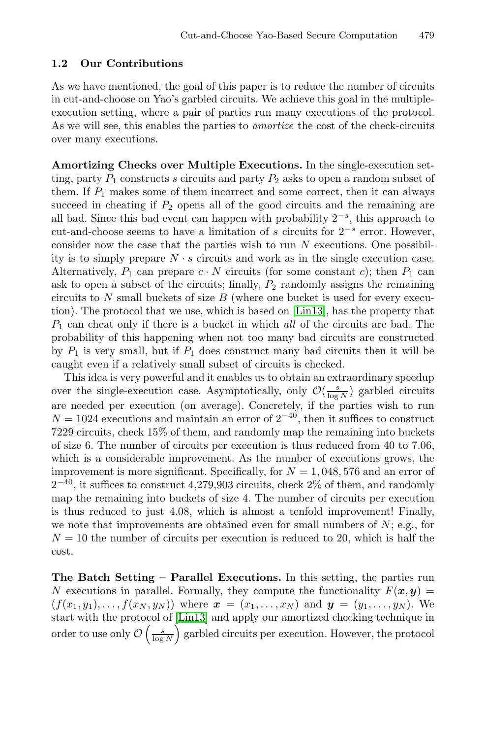### 1.2 Our Contributions

As we have mentioned, the goal of this paper is to reduce the number of circuits in cut-and-choose on Yao's garbled circuits. We achieve this goal in the multiple-execution setting, where a pair of parties run many executions of the protocol. As we will see, this enables the parties to *amortize* the cost of the check-circuits over many executions.

**Amortizing Checks over Multiple Executions.** In the single-execution setting, party $P_1$ constructs $s$ circuits and party $P_2$ asks to open a random subset of them. If $P_1$ makes some of them incorrect and some correct, then it can always succeed in cheating if $P_2$ opens all of the good circuits and the remaining are all bad. Since this bad event can happen with probability $2^{-s}$, this approach to cut-and-choose seems to have a limitation of $s$ circuits for $2^{-s}$ error. However, consider now the case that the parties wish to run $N$ executions. One possibility is to simply prepare $N \cdot s$ circuits and work as in the single execution case. Alternatively, $P_1$ can prepare $c \cdot N$ circuits (for some constant $c$); then $P_1$ can ask to open a subset of the circuits; finally, $P_2$ randomly assigns the remaining circuits to $N$ small buckets of size $B$ (where one bucket is used for every execution). The protocol that we use, which is based on [Lin13], has the property that $P_1$ can cheat only if there is a bucket in which *all* of the circuits are bad. The probability of this happening when not too many bad circuits are constructed by $P_1$ is very small, but if $P_1$ does construct many bad circuits then it will be caught even if a relatively small subset of circuits is checked.

This idea is very powerful and it enables us to obtain an extraordinary speedup over the single-execution case. Asymptotically, only $\mathcal{O}(\frac{s}{\log N})$ garbled circuits are needed per execution (on average). Concretely, if the parties wish to run $N = 1024$ executions and maintain an error of $2^{-40}$, then it suffices to construct 7229 circuits, check 15% of them, and randomly map the remaining into buckets of size 6. The number of circuits per execution is thus reduced from 40 to 7.06, which is a considerable improvement. As the number of executions grows, the improvement is more significant. Specifically, for $N = 1,048,576$ and an error of $2^{-40}$, it suffices to construct 4,279,903 circuits, check 2% of them, and randomly map the remaining into buckets of size 4. The number of circuits per execution is thus reduced to just 4.08, which is almost a tenfold improvement! Finally, we note that improvements are obtained even for small numbers of $N$; e.g., for $N = 10$ the number of circuits per execution is reduced to 20, which is half the cost.

**The Batch Setting – Parallel Executions.** In this setting, the parties run $N$ executions in parallel. Formally, they compute the functionality $F(\boldsymbol{x}, \boldsymbol{y}) = (f(x_1, y_1), \ldots, f(x_N, y_N))$ where $\boldsymbol{x} = (x_1, \ldots, x_N)$ and $\boldsymbol{y} = (y_1, \ldots, y_N)$. We start with the protocol of [Lin13] and apply our amortized checking technique in order to use only $\mathcal{O}\left(\frac{s}{\log N}\right)$ garbled circuits per execution. However, the protocol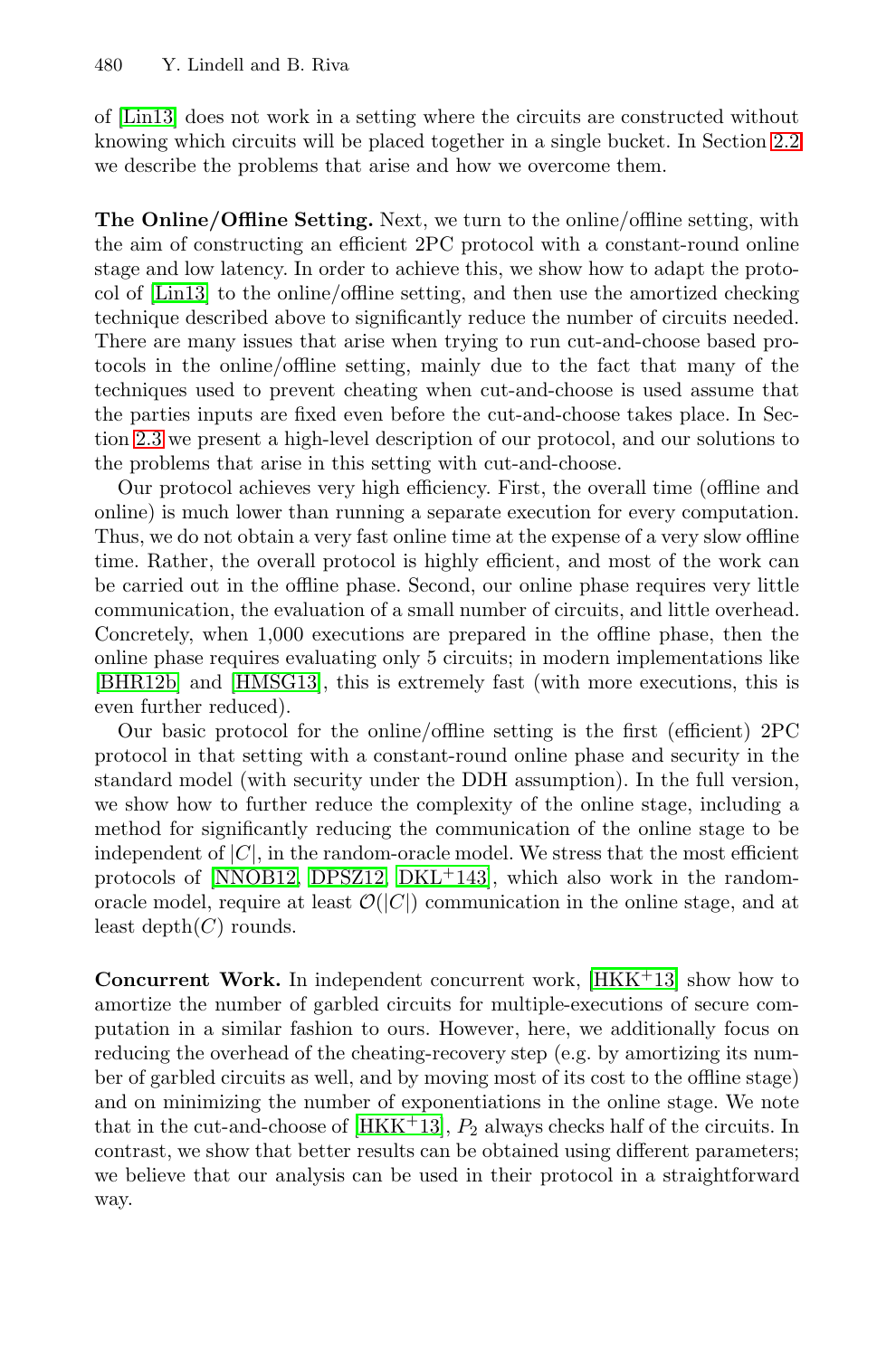of [Lin13] does not work in a setting where the circuits are constructed without knowing which circuits will be placed together in a single bucket. In Section 2.2 we describe the problems that arise and how we overcome them.

**The Online/Offline Setting.** Next, we turn to the online/offline setting, with the aim of constructing an efficient 2PC protocol with a constant-round online stage and low latency. In order to achieve this, we show how to adapt the protocol of [Lin13] to the online/offline setting, and then use the amortized checking technique described above to significantly reduce the number of circuits needed. There are many issues that arise when trying to run cut-and-choose based protocols in the online/offline setting, mainly due to the fact that many of the techniques used to prevent cheating when cut-and-choose is used assume that the parties inputs are fixed even before the cut-and-choose takes place. In Section 2.3 we present a high-level description of our protocol, and our solutions to the problems that arise in this setting with cut-and-choose.

Our protocol achieves very high efficiency. First, the overall time (offline and online) is much lower than running a separate execution for every computation. Thus, we do not obtain a very fast online time at the expense of a very slow offline time. Rather, the overall protocol is highly efficient, and most of the work can be carried out in the offline phase. Second, our online phase requires very little communication, the evaluation of a small number of circuits, and little overhead. Concretely, when 1,000 executions are prepared in the offline phase, then the online phase requires evaluating only 5 circuits; in modern implementations like [BHR12b] and [HMSG13], this is extremely fast (with more executions, this is even further reduced).

Our basic protocol for the online/offline setting is the first (efficient) 2PC protocol in that setting with a constant-round online phase and security in the standard model (with security under the DDH assumption). In the full version, we show how to further reduce the complexity of the online stage, including a method for significantly reducing the communication of the online stage to be independent of $|C|$, in the random-oracle model. We stress that the most efficient protocols of [NNOB12, DPSZ12, DKL+143], which also work in the random-oracle model, require at least $\mathcal{O}(|C|)$ communication in the online stage, and at least depth$(C)$ rounds.

**Concurrent Work.** In independent concurrent work, [HKK+13] show how to amortize the number of garbled circuits for multiple-executions of secure computation in a similar fashion to ours. However, here, we additionally focus on reducing the overhead of the cheating-recovery step (e.g. by amortizing its number of garbled circuits as well, and by moving most of its cost to the offline stage) and on minimizing the number of exponentiations in the online stage. We note that in the cut-and-choose of [HKK+13], $P_2$ always checks half of the circuits. In contrast, we show that better results can be obtained using different parameters; we believe that our analysis can be used in their protocol in a straightforward way.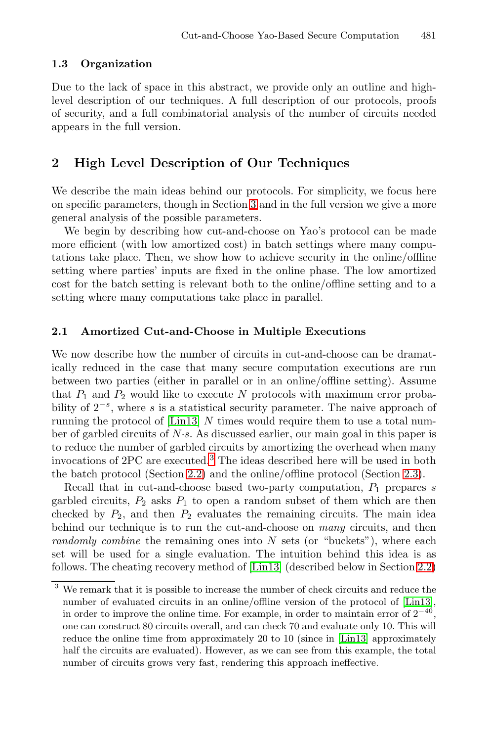### 1.3 Organization

Due to the lack of space in this abstract, we provide only an outline and high-level description of our techniques. A full description of our protocols, proofs of security, and a full combinatorial analysis of the number of circuits needed appears in the full version.

## 2 High Level Description of Our Techniques

We describe the main ideas behind our protocols. For simplicity, we focus here on specific parameters, though in Section 3 and in the full version we give a more general analysis of the possible parameters.

We begin by describing how cut-and-choose on Yao's protocol can be made more efficient (with low amortized cost) in batch settings where many computations take place. Then, we show how to achieve security in the online/offline setting where parties' inputs are fixed in the online phase. The low amortized cost for the batch setting is relevant both to the online/offline setting and to a setting where many computations take place in parallel.

### 2.1 Amortized Cut-and-Choose in Multiple Executions

We now describe how the number of circuits in cut-and-choose can be dramatically reduced in the case that many secure computation executions are run between two parties (either in parallel or in an online/offline setting). Assume that $P_1$ and $P_2$ would like to execute $N$ protocols with maximum error probability of $2^{-s}$, where $s$ is a statistical security parameter. The naive approach of running the protocol of [Lin13] $N$ times would require them to use a total number of garbled circuits of $N \cdot s$. As discussed earlier, our main goal in this paper is to reduce the number of garbled circuits by amortizing the overhead when many invocations of 2PC are executed.[3] The ideas described here will be used in both the batch protocol (Section 2.2) and the online/offline protocol (Section 2.3).

Recall that in cut-and-choose based two-party computation, $P_1$ prepares $s$ garbled circuits, $P_2$ asks $P_1$ to open a random subset of them which are then checked by $P_2$, and then $P_2$ evaluates the remaining circuits. The main idea behind our technique is to run the cut-and-choose on *many* circuits, and then *randomly combine* the remaining ones into $N$ sets (or "buckets"), where each set will be used for a single evaluation. The intuition behind this idea is as follows. The cheating recovery method of [Lin13] (described below in Section 2.2)

[3] We remark that it is possible to increase the number of check circuits and reduce the number of evaluated circuits in an online/offline version of the protocol of [Lin13], in order to improve the online time. For example, in order to maintain error of $2^{-40}$, one can construct 80 circuits overall, and can check 70 and evaluate only 10. This will reduce the online time from approximately 20 to 10 (since in [Lin13] approximately half the circuits are evaluated). However, as we can see from this example, the total number of circuits grows very fast, rendering this approach ineffective.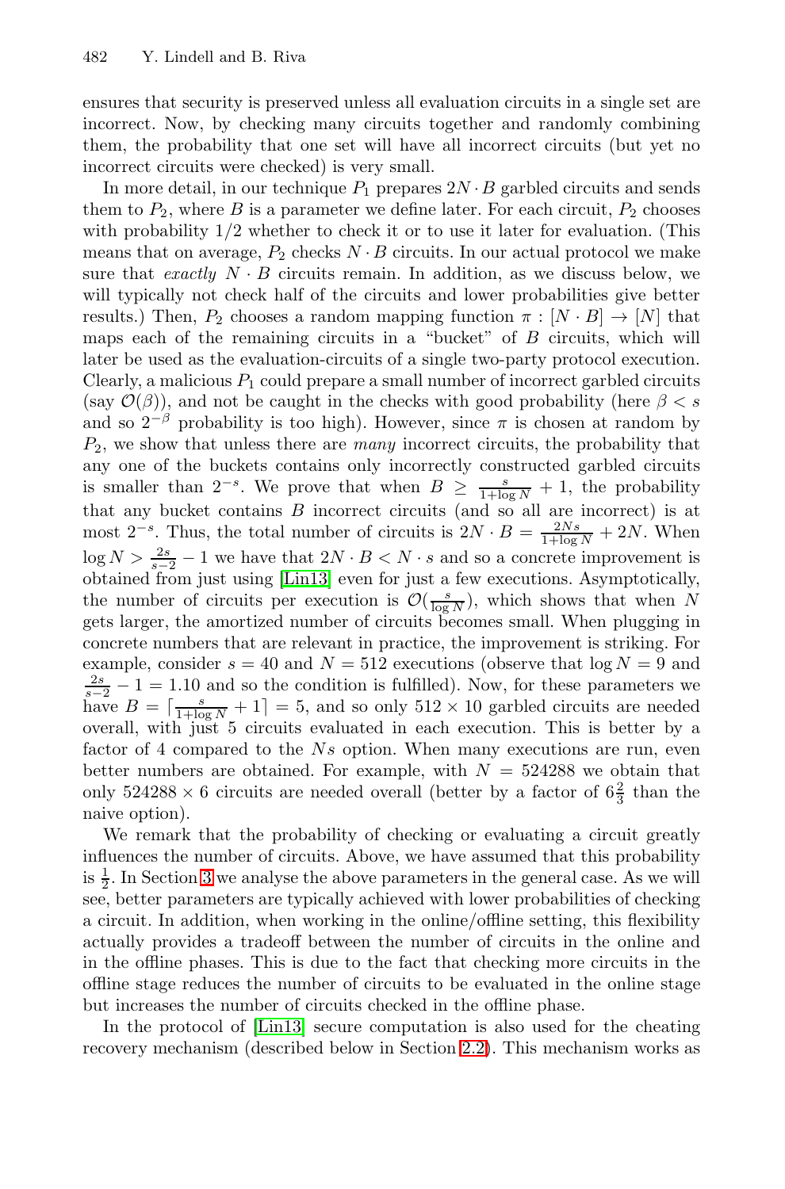ensures that security is preserved unless all evaluation circuits in a single set are incorrect. Now, by checking many circuits together and randomly combining them, the probability that one set will have all incorrect circuits (but yet no incorrect circuits were checked) is very small.

In more detail, in our technique $P_1$ prepares $2N \cdot B$ garbled circuits and sends them to $P_2$, where $B$ is a parameter we define later. For each circuit, $P_2$ chooses with probability $1/2$ whether to check it or to use it later for evaluation. (This means that on average, $P_2$ checks $N \cdot B$ circuits. In our actual protocol we make sure that *exactly* $N \cdot B$ circuits remain. In addition, as we discuss below, we will typically not check half of the circuits and lower probabilities give better results.) Then, $P_2$ chooses a random mapping function $\pi : [N \cdot B] \rightarrow [N]$ that maps each of the remaining circuits in a "bucket" of $B$ circuits, which will later be used as the evaluation-circuits of a single two-party protocol execution. Clearly, a malicious $P_1$ could prepare a small number of incorrect garbled circuits (say $\mathcal{O}(\beta)$), and not be caught in the checks with good probability (here $\beta < s$ and so $2^{-\beta}$ probability is too high). However, since $\pi$ is chosen at random by $P_2$, we show that unless there are *many* incorrect circuits, the probability that any one of the buckets contains only incorrectly constructed garbled circuits is smaller than $2^{-s}$. We prove that when $B \geq \frac{s}{1+\log N} + 1$, the probability that any bucket contains $B$ incorrect circuits (and so all are incorrect) is at most $2^{-s}$. Thus, the total number of circuits is $2N \cdot B = \frac{2Ns}{1+\log N} + 2N$. When $\log N > \frac{2s}{s-2} - 1$ we have that $2N \cdot B < N \cdot s$ and so a concrete improvement is obtained from just using [Lin13] even for just a few executions. Asymptotically, the number of circuits per execution is $\mathcal{O}(\frac{s}{\log N})$, which shows that when $N$ gets larger, the amortized number of circuits becomes small. When plugging in concrete numbers that are relevant in practice, the improvement is striking. For example, consider $s = 40$ and $N = 512$ executions (observe that $\log N = 9$ and $\frac{2s}{s-2} - 1 = 1.10$ and so the condition is fulfilled). Now, for these parameters we have $B = \lceil \frac{s}{1+\log N} + 1 \rceil = 5$, and so only $512 \times 10$ garbled circuits are needed overall, with just 5 circuits evaluated in each execution. This is better by a factor of 4 compared to the $Ns$ option. When many executions are run, even better numbers are obtained. For example, with $N = 524288$ we obtain that only $524288 \times 6$ circuits are needed overall (better by a factor of $6\frac{2}{3}$ than the naive option).

We remark that the probability of checking or evaluating a circuit greatly influences the number of circuits. Above, we have assumed that this probability is $\frac{1}{2}$. In Section 3 we analyse the above parameters in the general case. As we will see, better parameters are typically achieved with lower probabilities of checking a circuit. In addition, when working in the online/offline setting, this flexibility actually provides a tradeoff between the number of circuits in the online and in the offline phases. This is due to the fact that checking more circuits in the offline stage reduces the number of circuits to be evaluated in the online stage but increases the number of circuits checked in the offline phase.

In the protocol of [Lin13] secure computation is also used for the cheating recovery mechanism (described below in Section 2.2). This mechanism works as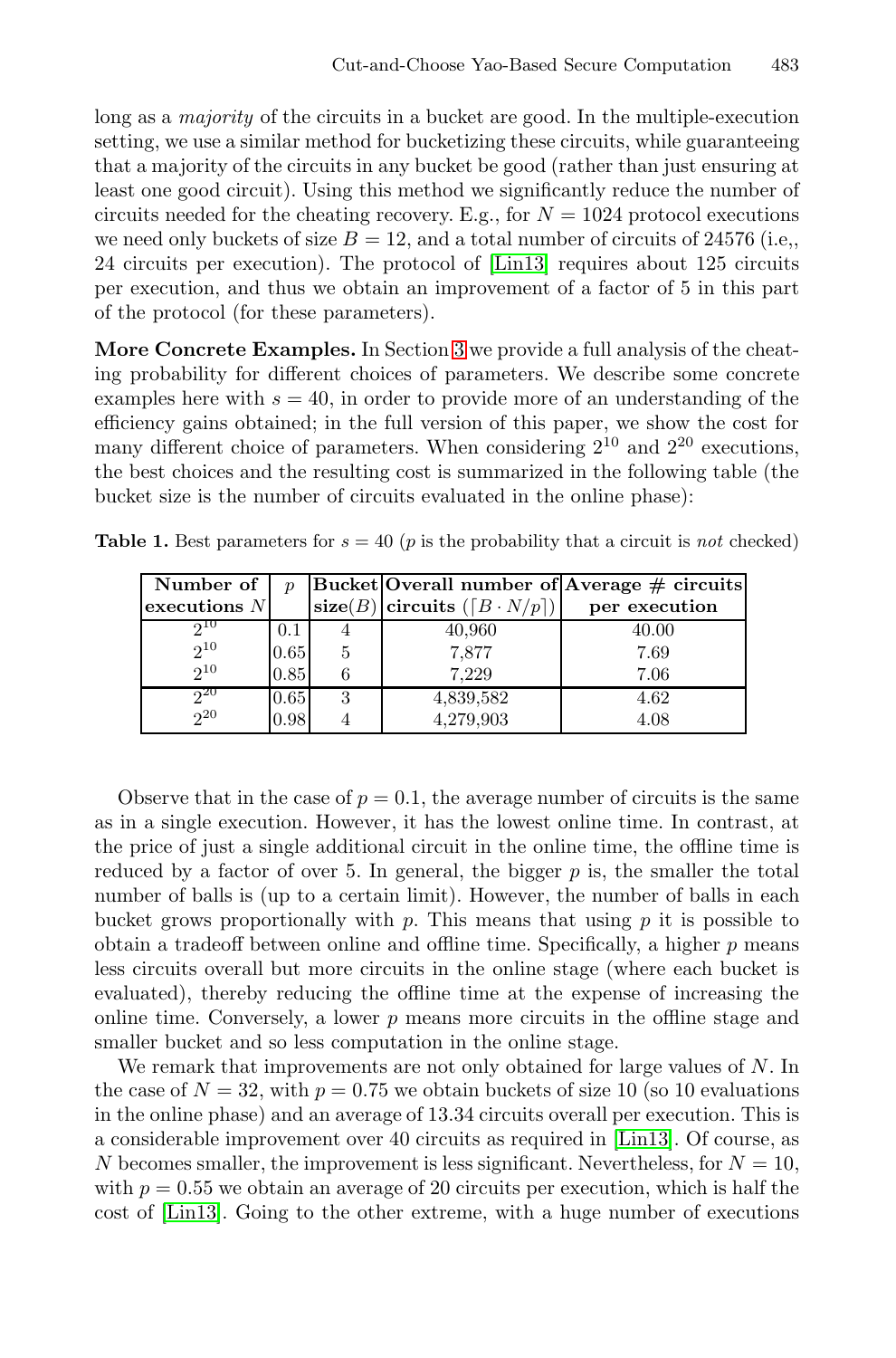long as a *majority* of the circuits in a bucket are good. In the multiple-execution setting, we use a similar method for bucketizing these circuits, while guaranteeing that a majority of the circuits in any bucket be good (rather than just ensuring at least one good circuit). Using this method we significantly reduce the number of circuits needed for the cheating recovery. E.g., for $N = 1024$ protocol executions we need only buckets of size $B = 12$, and a total number of circuits of 24576 (i.e,, 24 circuits per execution). The protocol of [Lin13] requires about 125 circuits per execution, and thus we obtain an improvement of a factor of 5 in this part of the protocol (for these parameters).

**More Concrete Examples.** In Section 3 we provide a full analysis of the cheating probability for different choices of parameters. We describe some concrete examples here with $s = 40$, in order to provide more of an understanding of the efficiency gains obtained; in the full version of this paper, we show the cost for many different choice of parameters. When considering $2^{10}$ and $2^{20}$ executions, the best choices and the resulting cost is summarized in the following table (the bucket size is the number of circuits evaluated in the online phase):

**Table 1.** Best parameters for $s = 40$ ($p$ is the probability that a circuit is *not* checked)

| Number of executions $N$ | $p$ | Bucket size($B$) | Overall number of circuits ($\lceil B \cdot N/p \rceil$) | Average # circuits per execution |
|---|---|---|---|---|
| $2^{10}$ | 0.1 | 4 | 40,960 | 40.00 |
| $2^{10}$ | 0.65 | 5 | 7,877 | 7.69 |
| $2^{10}$ | 0.85 | 6 | 7,229 | 7.06 |
| $2^{20}$ | 0.65 | 3 | 4,839,582 | 4.62 |
| $2^{20}$ | 0.98 | 4 | 4,279,903 | 4.08 |

Observe that in the case of $p = 0.1$, the average number of circuits is the same as in a single execution. However, it has the lowest online time. In contrast, at the price of just a single additional circuit in the online time, the offline time is reduced by a factor of over 5. In general, the bigger $p$ is, the smaller the total number of balls is (up to a certain limit). However, the number of balls in each bucket grows proportionally with $p$. This means that using $p$ it is possible to obtain a tradeoff between online and offline time. Specifically, a higher $p$ means less circuits overall but more circuits in the online stage (where each bucket is evaluated), thereby reducing the offline time at the expense of increasing the online time. Conversely, a lower $p$ means more circuits in the offline stage and smaller bucket and so less computation in the online stage.

We remark that improvements are not only obtained for large values of $N$. In the case of $N = 32$, with $p = 0.75$ we obtain buckets of size 10 (so 10 evaluations in the online phase) and an average of 13.34 circuits overall per execution. This is a considerable improvement over 40 circuits as required in [Lin13]. Of course, as $N$ becomes smaller, the improvement is less significant. Nevertheless, for $N = 10$, with $p = 0.55$ we obtain an average of 20 circuits per execution, which is half the cost of [Lin13]. Going to the other extreme, with a huge number of executions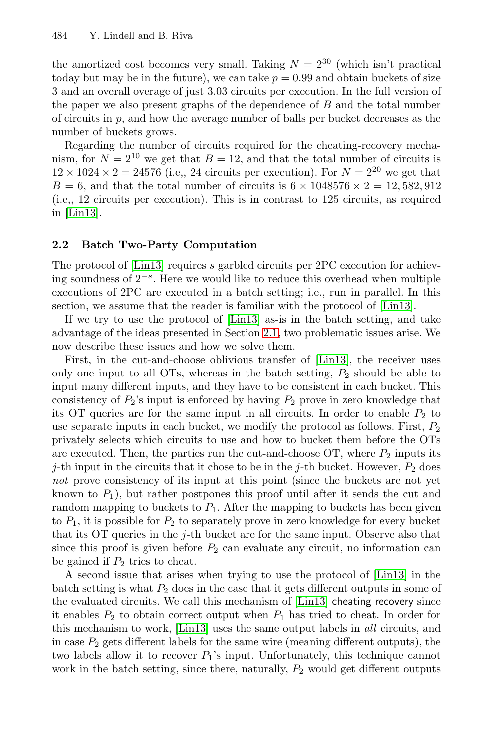the amortized cost becomes very small. Taking $N = 2^{30}$ (which isn't practical today but may be in the future), we can take $p = 0.99$ and obtain buckets of size 3 and an overall overage of just 3.03 circuits per execution. In the full version of the paper we also present graphs of the dependence of $B$ and the total number of circuits in $p$, and how the average number of balls per bucket decreases as the number of buckets grows.

Regarding the number of circuits required for the cheating-recovery mechanism, for $N = 2^{10}$ we get that $B = 12$, and that the total number of circuits is $12 \times 1024 \times 2 = 24576$ (i.e,, 24 circuits per execution). For $N = 2^{20}$ we get that $B = 6$, and that the total number of circuits is $6 \times 1048576 \times 2 = 12,582,912$ (i.e,, 12 circuits per execution). This is in contrast to 125 circuits, as required in [Lin13].

### 2.2 Batch Two-Party Computation

The protocol of [Lin13] requires $s$ garbled circuits per 2PC execution for achieving soundness of $2^{-s}$. Here we would like to reduce this overhead when multiple executions of 2PC are executed in a batch setting; i.e., run in parallel. In this section, we assume that the reader is familiar with the protocol of [Lin13].

If we try to use the protocol of [Lin13] as-is in the batch setting, and take advantage of the ideas presented in Section 2.1, two problematic issues arise. We now describe these issues and how we solve them.

First, in the cut-and-choose oblivious transfer of [Lin13], the receiver uses only one input to all OTs, whereas in the batch setting, $P_2$ should be able to input many different inputs, and they have to be consistent in each bucket. This consistency of $P_2$'s input is enforced by having $P_2$ prove in zero knowledge that its OT queries are for the same input in all circuits. In order to enable $P_2$ to use separate inputs in each bucket, we modify the protocol as follows. First, $P_2$ privately selects which circuits to use and how to bucket them before the OTs are executed. Then, the parties run the cut-and-choose OT, where $P_2$ inputs its $j$-th input in the circuits that it chose to be in the $j$-th bucket. However, $P_2$ does *not* prove consistency of its input at this point (since the buckets are not yet known to $P_1$), but rather postpones this proof until after it sends the cut and random mapping to buckets to $P_1$. After the mapping to buckets has been given to $P_1$, it is possible for $P_2$ to separately prove in zero knowledge for every bucket that its OT queries in the $j$-th bucket are for the same input. Observe also that since this proof is given before $P_2$ can evaluate any circuit, no information can be gained if $P_2$ tries to cheat.

A second issue that arises when trying to use the protocol of [Lin13] in the batch setting is what $P_2$ does in the case that it gets different outputs in some of the evaluated circuits. We call this mechanism of [Lin13] cheating recovery since it enables $P_2$ to obtain correct output when $P_1$ has tried to cheat. In order for this mechanism to work, [Lin13] uses the same output labels in *all* circuits, and in case $P_2$ gets different labels for the same wire (meaning different outputs), the two labels allow it to recover $P_1$'s input. Unfortunately, this technique cannot work in the batch setting, since there, naturally, $P_2$ would get different outputs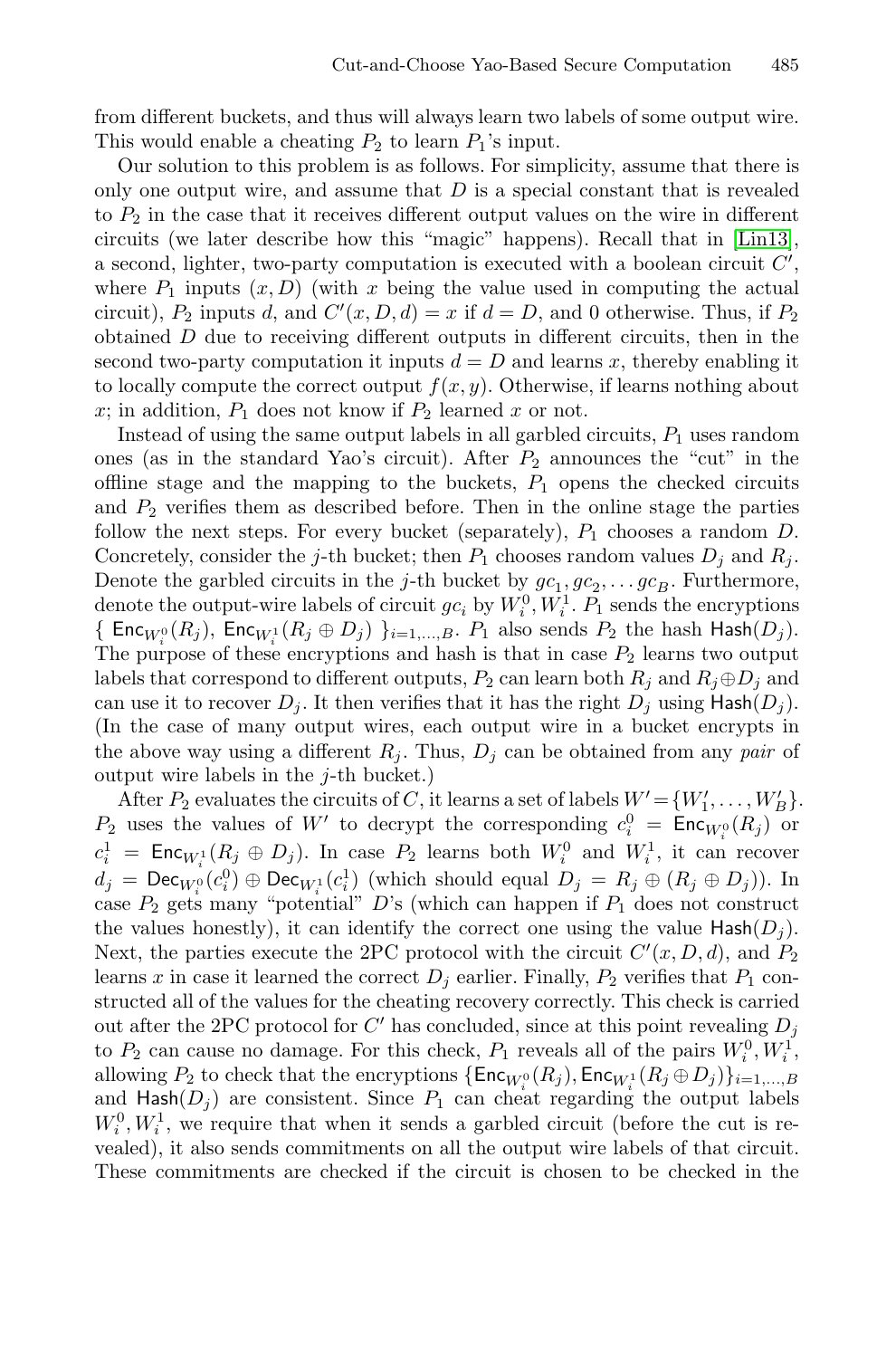from different buckets, and thus will always learn two labels of some output wire. This would enable a cheating $P_2$ to learn $P_1$'s input.

Our solution to this problem is as follows. For simplicity, assume that there is only one output wire, and assume that $D$ is a special constant that is revealed to $P_2$ in the case that it receives different output values on the wire in different circuits (we later describe how this "magic" happens). Recall that in [Lin13], a second, lighter, two-party computation is executed with a boolean circuit $C'$, where $P_1$ inputs $(x, D)$ (with $x$ being the value used in computing the actual circuit), $P_2$ inputs $d$, and $C'(x, D, d) = x$ if $d = D$, and 0 otherwise. Thus, if $P_2$ obtained $D$ due to receiving different outputs in different circuits, then in the second two-party computation it inputs $d = D$ and learns $x$, thereby enabling it to locally compute the correct output $f(x, y)$. Otherwise, if learns nothing about $x$; in addition, $P_1$ does not know if $P_2$ learned $x$ or not.

Instead of using the same output labels in all garbled circuits, $P_1$ uses random ones (as in the standard Yao's circuit). After $P_2$ announces the "cut" in the offline stage and the mapping to the buckets, $P_1$ opens the checked circuits and $P_2$ verifies them as described before. Then in the online stage the parties follow the next steps. For every bucket (separately), $P_1$ chooses a random $D$. Concretely, consider the $j$-th bucket; then $P_1$ chooses random values $D_j$ and $R_j$. Denote the garbled circuits in the $j$-th bucket by $gc_1, gc_2, \ldots gc_B$. Furthermore, denote the output-wire labels of circuit $gc_i$ by $W_i^0, W_i^1$. $P_1$ sends the encryptions $\{ \mathsf{Enc}_{W_i^0}(R_j),\ \mathsf{Enc}_{W_i^1}(R_j \oplus D_j) \}_{i=1,\ldots,B}$. $P_1$ also sends $P_2$ the hash $\mathsf{Hash}(D_j)$. The purpose of these encryptions and hash is that in case $P_2$ learns two output labels that correspond to different outputs, $P_2$ can learn both $R_j$ and $R_j \oplus D_j$ and can use it to recover $D_j$. It then verifies that it has the right $D_j$ using $\mathsf{Hash}(D_j)$. (In the case of many output wires, each output wire in a bucket encrypts in the above way using a different $R_j$. Thus, $D_j$ can be obtained from any *pair* of output wire labels in the $j$-th bucket.)

After $P_2$ evaluates the circuits of $C$, it learns a set of labels $W' = \{W'_1, \ldots, W'_B\}$. $P_2$ uses the values of $W'$ to decrypt the corresponding $c_i^0 = \mathsf{Enc}_{W_i^0}(R_j)$ or $c_i^1 = \mathsf{Enc}_{W_i^1}(R_j \oplus D_j)$. In case $P_2$ learns both $W_i^0$ and $W_i^1$, it can recover $d_j = \mathsf{Dec}_{W_i^0}(c_i^0) \oplus \mathsf{Dec}_{W_i^1}(c_i^1)$ (which should equal $D_j = R_j \oplus (R_j \oplus D_j)$). In case $P_2$ gets many "potential" $D$'s (which can happen if $P_1$ does not construct the values honestly), it can identify the correct one using the value $\mathsf{Hash}(D_j)$. Next, the parties execute the 2PC protocol with the circuit $C'(x, D, d)$, and $P_2$ learns $x$ in case it learned the correct $D_j$ earlier. Finally, $P_2$ verifies that $P_1$ constructed all of the values for the cheating recovery correctly. This check is carried out after the 2PC protocol for $C'$ has concluded, since at this point revealing $D_j$ to $P_2$ can cause no damage. For this check, $P_1$ reveals all of the pairs $W_i^0, W_i^1$, allowing $P_2$ to check that the encryptions $\{\mathsf{Enc}_{W_i^0}(R_j), \mathsf{Enc}_{W_i^1}(R_j \oplus D_j)\}_{i=1,\ldots,B}$ and $\mathsf{Hash}(D_j)$ are consistent. Since $P_1$ can cheat regarding the output labels $W_i^0, W_i^1$, we require that when it sends a garbled circuit (before the cut is revealed), it also sends commitments on all the output wire labels of that circuit. These commitments are checked if the circuit is chosen to be checked in the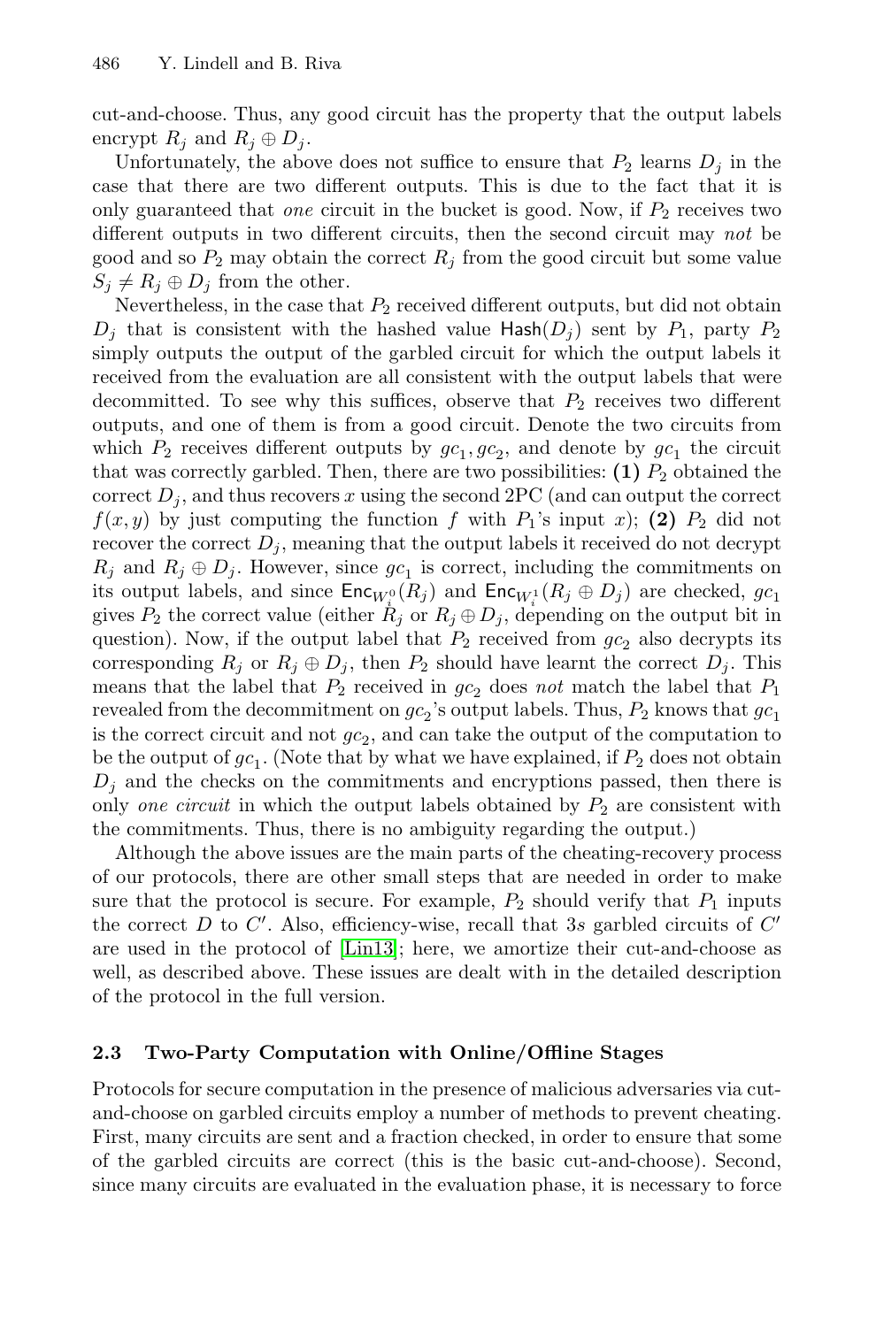cut-and-choose. Thus, any good circuit has the property that the output labels encrypt $R_j$ and $R_j \oplus D_j$.

Unfortunately, the above does not suffice to ensure that $P_2$ learns $D_j$ in the case that there are two different outputs. This is due to the fact that it is only guaranteed that *one* circuit in the bucket is good. Now, if $P_2$ receives two different outputs in two different circuits, then the second circuit may *not* be good and so $P_2$ may obtain the correct $R_j$ from the good circuit but some value $S_j \neq R_j \oplus D_j$ from the other.

Nevertheless, in the case that $P_2$ received different outputs, but did not obtain $D_j$ that is consistent with the hashed value $\mathsf{Hash}(D_j)$ sent by $P_1$, party $P_2$ simply outputs the output of the garbled circuit for which the output labels it received from the evaluation are all consistent with the output labels that were decommitted. To see why this suffices, observe that $P_2$ receives two different outputs, and one of them is from a good circuit. Denote the two circuits from which $P_2$ receives different outputs by $gc_1, gc_2$, and denote by $gc_1$ the circuit that was correctly garbled. Then, there are two possibilities: **(1)** $P_2$ obtained the correct $D_j$, and thus recovers $x$ using the second 2PC (and can output the correct $f(x, y)$ by just computing the function $f$ with $P_1$'s input $x$); **(2)** $P_2$ did not recover the correct $D_j$, meaning that the output labels it received do not decrypt $R_j$ and $R_j \oplus D_j$. However, since $gc_1$ is correct, including the commitments on its output labels, and since $\mathsf{Enc}_{W_i^0}(R_j)$ and $\mathsf{Enc}_{W_i^1}(R_j \oplus D_j)$ are checked, $gc_1$ gives $P_2$ the correct value (either $R_j$ or $R_j \oplus D_j$, depending on the output bit in question). Now, if the output label that $P_2$ received from $gc_2$ also decrypts its corresponding $R_j$ or $R_j \oplus D_j$, then $P_2$ should have learnt the correct $D_j$. This means that the label that $P_2$ received in $gc_2$ does *not* match the label that $P_1$ revealed from the decommitment on $gc_2$'s output labels. Thus, $P_2$ knows that $gc_1$ is the correct circuit and not $gc_2$, and can take the output of the computation to be the output of $gc_1$. (Note that by what we have explained, if $P_2$ does not obtain $D_j$ and the checks on the commitments and encryptions passed, then there is only *one circuit* in which the output labels obtained by $P_2$ are consistent with the commitments. Thus, there is no ambiguity regarding the output.)

Although the above issues are the main parts of the cheating-recovery process of our protocols, there are other small steps that are needed in order to make sure that the protocol is secure. For example, $P_2$ should verify that $P_1$ inputs the correct $D$ to $C'$. Also, efficiency-wise, recall that $3s$ garbled circuits of $C'$ are used in the protocol of [Lin13]; here, we amortize their cut-and-choose as well, as described above. These issues are dealt with in the detailed description of the protocol in the full version.

### 2.3 Two-Party Computation with Online/Offline Stages

Protocols for secure computation in the presence of malicious adversaries via cut-and-choose on garbled circuits employ a number of methods to prevent cheating. First, many circuits are sent and a fraction checked, in order to ensure that some of the garbled circuits are correct (this is the basic cut-and-choose). Second, since many circuits are evaluated in the evaluation phase, it is necessary to force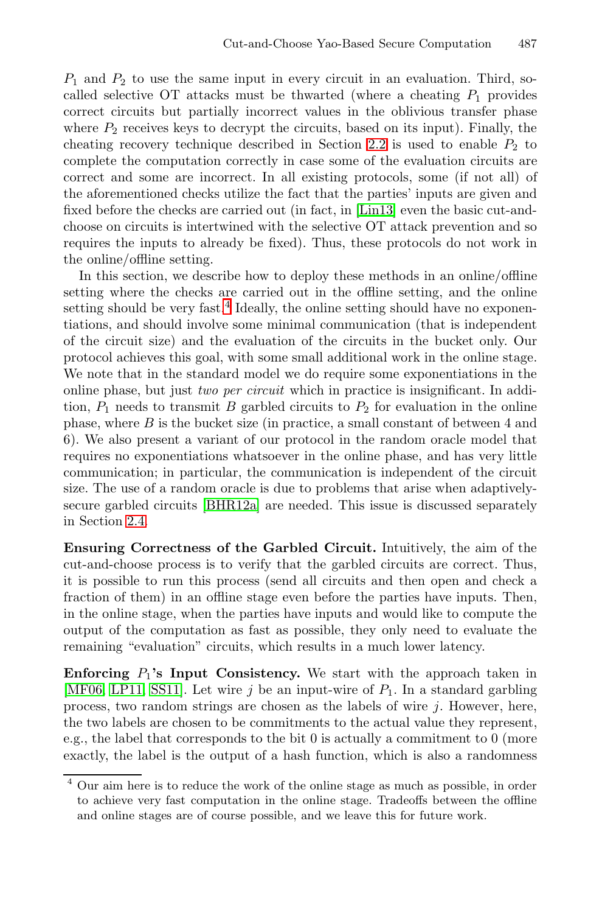$P_1$ and $P_2$ to use the same input in every circuit in an evaluation. Third, so-called selective OT attacks must be thwarted (where a cheating $P_1$ provides correct circuits but partially incorrect values in the oblivious transfer phase where $P_2$ receives keys to decrypt the circuits, based on its input). Finally, the cheating recovery technique described in Section 2.2 is used to enable $P_2$ to complete the computation correctly in case some of the evaluation circuits are correct and some are incorrect. In all existing protocols, some (if not all) of the aforementioned checks utilize the fact that the parties' inputs are given and fixed before the checks are carried out (in fact, in [Lin13] even the basic cut-and-choose on circuits is intertwined with the selective OT attack prevention and so requires the inputs to already be fixed). Thus, these protocols do not work in the online/offline setting.

In this section, we describe how to deploy these methods in an online/offline setting where the checks are carried out in the offline setting, and the online setting should be very fast.[4] Ideally, the online setting should have no exponentiations, and should involve some minimal communication (that is independent of the circuit size) and the evaluation of the circuits in the bucket only. Our protocol achieves this goal, with some small additional work in the online stage. We note that in the standard model we do require some exponentiations in the online phase, but just *two per circuit* which in practice is insignificant. In addition, $P_1$ needs to transmit $B$ garbled circuits to $P_2$ for evaluation in the online phase, where $B$ is the bucket size (in practice, a small constant of between 4 and 6). We also present a variant of our protocol in the random oracle model that requires no exponentiations whatsoever in the online phase, and has very little communication; in particular, the communication is independent of the circuit size. The use of a random oracle is due to problems that arise when adaptively-secure garbled circuits [BHR12a] are needed. This issue is discussed separately in Section 2.4.

**Ensuring Correctness of the Garbled Circuit.** Intuitively, the aim of the cut-and-choose process is to verify that the garbled circuits are correct. Thus, it is possible to run this process (send all circuits and then open and check a fraction of them) in an offline stage even before the parties have inputs. Then, in the online stage, when the parties have inputs and would like to compute the output of the computation as fast as possible, they only need to evaluate the remaining "evaluation" circuits, which results in a much lower latency.

**Enforcing $P_1$'s Input Consistency.** We start with the approach taken in [MF06, LP11, SS11]. Let wire $j$ be an input-wire of $P_1$. In a standard garbling process, two random strings are chosen as the labels of wire $j$. However, here, the two labels are chosen to be commitments to the actual value they represent, e.g., the label that corresponds to the bit 0 is actually a commitment to 0 (more exactly, the label is the output of a hash function, which is also a randomness

[4] Our aim here is to reduce the work of the online stage as much as possible, in order to achieve very fast computation in the online stage. Tradeoffs between the offline and online stages are of course possible, and we leave this for future work.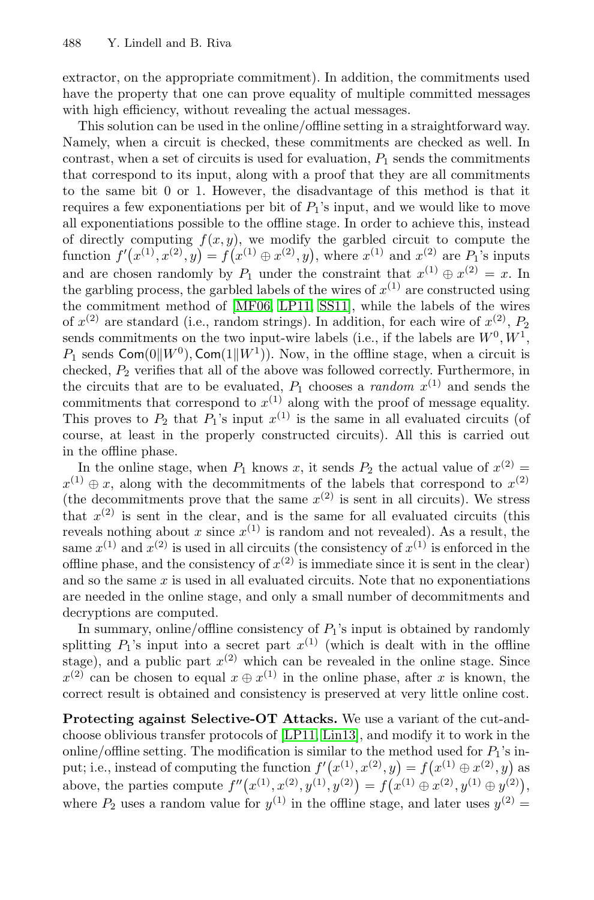extractor, on the appropriate commitment). In addition, the commitments used have the property that one can prove equality of multiple committed messages with high efficiency, without revealing the actual messages.

This solution can be used in the online/offline setting in a straightforward way. Namely, when a circuit is checked, these commitments are checked as well. In contrast, when a set of circuits is used for evaluation, $P_1$ sends the commitments that correspond to its input, along with a proof that they are all commitments to the same bit 0 or 1. However, the disadvantage of this method is that it requires a few exponentiations per bit of $P_1$'s input, and we would like to move all exponentiations possible to the offline stage. In order to achieve this, instead of directly computing $f(x, y)$, we modify the garbled circuit to compute the function $f'(x^{(1)}, x^{(2)}, y) = f(x^{(1)} \oplus x^{(2)}, y)$, where $x^{(1)}$ and $x^{(2)}$ are $P_1$'s inputs and are chosen randomly by $P_1$ under the constraint that $x^{(1)} \oplus x^{(2)} = x$. In the garbling process, the garbled labels of the wires of $x^{(1)}$ are constructed using the commitment method of [MF06, LP11, SS11], while the labels of the wires of $x^{(2)}$ are standard (i.e., random strings). In addition, for each wire of $x^{(2)}$, $P_2$ sends commitments on the two input-wire labels (i.e., if the labels are $W^0, W^1$, $P_1$ sends $\mathsf{Com}(0\|W^0), \mathsf{Com}(1\|W^1)$). Now, in the offline stage, when a circuit is checked, $P_2$ verifies that all of the above was followed correctly. Furthermore, in the circuits that are to be evaluated, $P_1$ chooses a *random* $x^{(1)}$ and sends the commitments that correspond to $x^{(1)}$ along with the proof of message equality. This proves to $P_2$ that $P_1$'s input $x^{(1)}$ is the same in all evaluated circuits (of course, at least in the properly constructed circuits). All this is carried out in the offline phase.

In the online stage, when $P_1$ knows $x$, it sends $P_2$ the actual value of $x^{(2)} = x^{(1)} \oplus x$, along with the decommitments of the labels that correspond to $x^{(2)}$ (the decommitments prove that the same $x^{(2)}$ is sent in all circuits). We stress that $x^{(2)}$ is sent in the clear, and is the same for all evaluated circuits (this reveals nothing about $x$ since $x^{(1)}$ is random and not revealed). As a result, the same $x^{(1)}$ and $x^{(2)}$ is used in all circuits (the consistency of $x^{(1)}$ is enforced in the offline phase, and the consistency of $x^{(2)}$ is immediate since it is sent in the clear) and so the same $x$ is used in all evaluated circuits. Note that no exponentiations are needed in the online stage, and only a small number of decommitments and decryptions are computed.

In summary, online/offline consistency of $P_1$'s input is obtained by randomly splitting $P_1$'s input into a secret part $x^{(1)}$ (which is dealt with in the offline stage), and a public part $x^{(2)}$ which can be revealed in the online stage. Since $x^{(2)}$ can be chosen to equal $x \oplus x^{(1)}$ in the online phase, after $x$ is known, the correct result is obtained and consistency is preserved at very little online cost.

**Protecting against Selective-OT Attacks.** We use a variant of the cut-and-choose oblivious transfer protocols of [LP11, Lin13], and modify it to work in the online/offline setting. The modification is similar to the method used for $P_1$'s input; i.e., instead of computing the function $f'(x^{(1)}, x^{(2)}, y) = f(x^{(1)} \oplus x^{(2)}, y)$ as above, the parties compute $f''(x^{(1)}, x^{(2)}, y^{(1)}, y^{(2)}) = f(x^{(1)} \oplus x^{(2)}, y^{(1)} \oplus y^{(2)})$, where $P_2$ uses a random value for $y^{(1)}$ in the offline stage, and later uses $y^{(2)} =$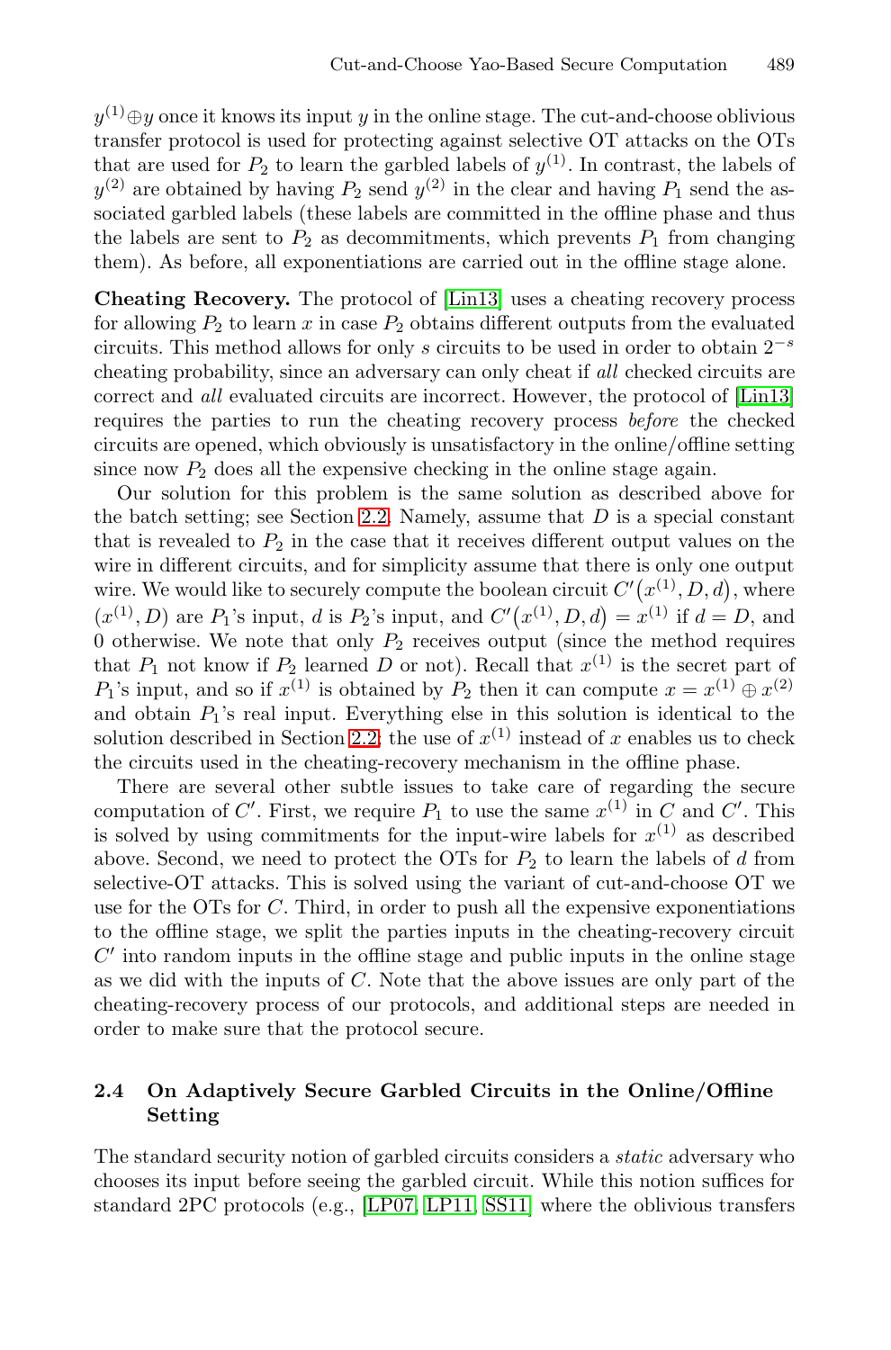$y^{(1)} \oplus y$ once it knows its input $y$ in the online stage. The cut-and-choose oblivious transfer protocol is used for protecting against selective OT attacks on the OTs that are used for $P_2$ to learn the garbled labels of $y^{(1)}$. In contrast, the labels of $y^{(2)}$ are obtained by having $P_2$ send $y^{(2)}$ in the clear and having $P_1$ send the associated garbled labels (these labels are committed in the offline phase and thus the labels are sent to $P_2$ as decommitments, which prevents $P_1$ from changing them). As before, all exponentiations are carried out in the offline stage alone.

**Cheating Recovery.** The protocol of [Lin13] uses a cheating recovery process for allowing $P_2$ to learn $x$ in case $P_2$ obtains different outputs from the evaluated circuits. This method allows for only $s$ circuits to be used in order to obtain $2^{-s}$ cheating probability, since an adversary can only cheat if *all* checked circuits are correct and *all* evaluated circuits are incorrect. However, the protocol of [Lin13] requires the parties to run the cheating recovery process *before* the checked circuits are opened, which obviously is unsatisfactory in the online/offline setting since now $P_2$ does all the expensive checking in the online stage again.

Our solution for this problem is the same solution as described above for the batch setting; see Section 2.2. Namely, assume that $D$ is a special constant that is revealed to $P_2$ in the case that it receives different output values on the wire in different circuits, and for simplicity assume that there is only one output wire. We would like to securely compute the boolean circuit $C'\big(x^{(1)}, D, d\big)$, where $(x^{(1)}, D)$ are $P_1$'s input, $d$ is $P_2$'s input, and $C'\big(x^{(1)}, D, d\big) = x^{(1)}$ if $d = D$, and 0 otherwise. We note that only $P_2$ receives output (since the method requires that $P_1$ not know if $P_2$ learned $D$ or not). Recall that $x^{(1)}$ is the secret part of $P_1$'s input, and so if $x^{(1)}$ is obtained by $P_2$ then it can compute $x = x^{(1)} \oplus x^{(2)}$ and obtain $P_1$'s real input. Everything else in this solution is identical to the solution described in Section 2.2; the use of $x^{(1)}$ instead of $x$ enables us to check the circuits used in the cheating-recovery mechanism in the offline phase.

There are several other subtle issues to take care of regarding the secure computation of $C'$. First, we require $P_1$ to use the same $x^{(1)}$ in $C$ and $C'$. This is solved by using commitments for the input-wire labels for $x^{(1)}$ as described above. Second, we need to protect the OTs for $P_2$ to learn the labels of $d$ from selective-OT attacks. This is solved using the variant of cut-and-choose OT we use for the OTs for $C$. Third, in order to push all the expensive exponentiations to the offline stage, we split the parties inputs in the cheating-recovery circuit $C'$ into random inputs in the offline stage and public inputs in the online stage as we did with the inputs of $C$. Note that the above issues are only part of the cheating-recovery process of our protocols, and additional steps are needed in order to make sure that the protocol secure.

### 2.4 On Adaptively Secure Garbled Circuits in the Online/Offline Setting

The standard security notion of garbled circuits considers a *static* adversary who chooses its input before seeing the garbled circuit. While this notion suffices for standard 2PC protocols (e.g., [LP07, LP11, SS11] where the oblivious transfers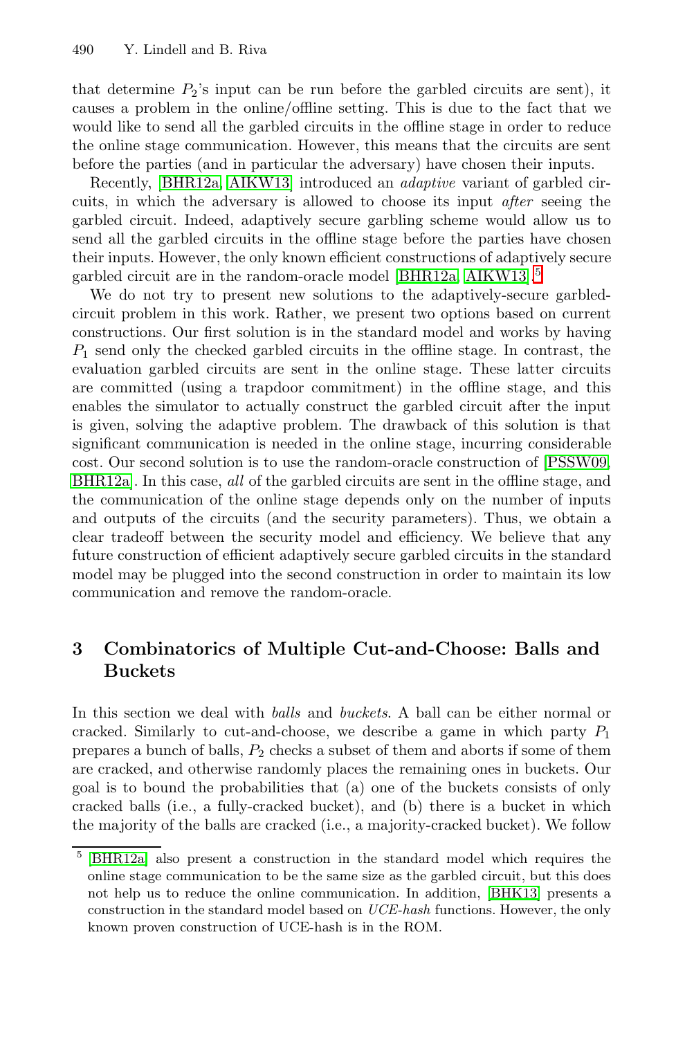that determine $P_2$'s input can be run before the garbled circuits are sent), it causes a problem in the online/offline setting. This is due to the fact that we would like to send all the garbled circuits in the offline stage in order to reduce the online stage communication. However, this means that the circuits are sent before the parties (and in particular the adversary) have chosen their inputs.

Recently, [BHR12a, AIKW13] introduced an *adaptive* variant of garbled circuits, in which the adversary is allowed to choose its input *after* seeing the garbled circuit. Indeed, adaptively secure garbling scheme would allow us to send all the garbled circuits in the offline stage before the parties have chosen their inputs. However, the only known efficient constructions of adaptively secure garbled circuit are in the random-oracle model [BHR12a, AIKW13].[5]

We do not try to present new solutions to the adaptively-secure garbled-circuit problem in this work. Rather, we present two options based on current constructions. Our first solution is in the standard model and works by having $P_1$ send only the checked garbled circuits in the offline stage. In contrast, the evaluation garbled circuits are sent in the online stage. These latter circuits are committed (using a trapdoor commitment) in the offline stage, and this enables the simulator to actually construct the garbled circuit after the input is given, solving the adaptive problem. The drawback of this solution is that significant communication is needed in the online stage, incurring considerable cost. Our second solution is to use the random-oracle construction of [PSSW09, BHR12a]. In this case, *all* of the garbled circuits are sent in the offline stage, and the communication of the online stage depends only on the number of inputs and outputs of the circuits (and the security parameters). Thus, we obtain a clear tradeoff between the security model and efficiency. We believe that any future construction of efficient adaptively secure garbled circuits in the standard model may be plugged into the second construction in order to maintain its low communication and remove the random-oracle.

## 3 Combinatorics of Multiple Cut-and-Choose: Balls and Buckets

In this section we deal with *balls* and *buckets*. A ball can be either normal or cracked. Similarly to cut-and-choose, we describe a game in which party $P_1$ prepares a bunch of balls, $P_2$ checks a subset of them and aborts if some of them are cracked, and otherwise randomly places the remaining ones in buckets. Our goal is to bound the probabilities that (a) one of the buckets consists of only cracked balls (i.e., a fully-cracked bucket), and (b) there is a bucket in which the majority of the balls are cracked (i.e., a majority-cracked bucket). We follow

[5] [BHR12a] also present a construction in the standard model which requires the online stage communication to be the same size as the garbled circuit, but this does not help us to reduce the online communication. In addition, [BHK13] presents a construction in the standard model based on *UCE-hash* functions. However, the only known proven construction of UCE-hash is in the ROM.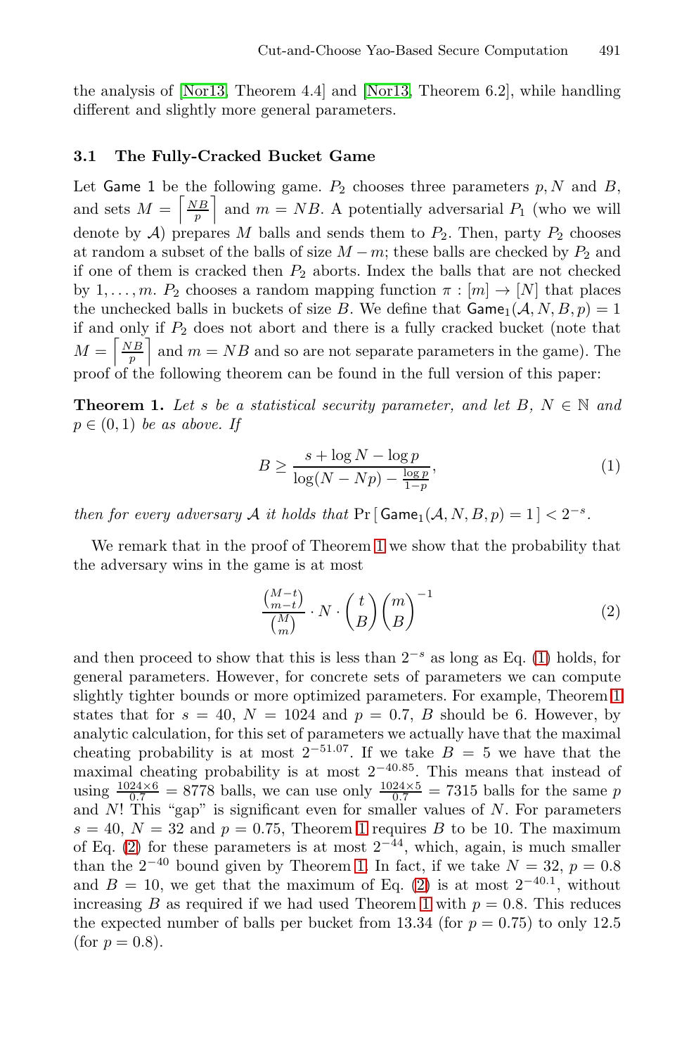the analysis of [Nor13, Theorem 4.4] and [Nor13, Theorem 6.2], while handling different and slightly more general parameters.

### 3.1 The Fully-Cracked Bucket Game

Let Game 1 be the following game. $P_2$ chooses three parameters $p, N$ and $B$, and sets $M = \left\lceil \frac{NB}{p} \right\rceil$ and $m = NB$. A potentially adversarial $P_1$ (who we will denote by $\mathcal{A}$) prepares $M$ balls and sends them to $P_2$. Then, party $P_2$ chooses at random a subset of the balls of size $M - m$; these balls are checked by $P_2$ and if one of them is cracked then $P_2$ aborts. Index the balls that are not checked by $1, \ldots, m$. $P_2$ chooses a random mapping function $\pi : [m] \rightarrow [N]$ that places the unchecked balls in buckets of size $B$. We define that $\mathsf{Game}_1(\mathcal{A}, N, B, p) = 1$ if and only if $P_2$ does not abort and there is a fully cracked bucket (note that $M = \left\lceil \frac{NB}{p} \right\rceil$ and $m = NB$ and so are not separate parameters in the game). The proof of the following theorem can be found in the full version of this paper:

**Theorem 1.** *Let $s$ be a statistical security parameter, and let $B$, $N \in \mathbb{N}$ and $p \in (0, 1)$ be as above. If*

$$B \geq \frac{s + \log N - \log p}{\log(N - Np) - \frac{\log p}{1-p}}, \tag{1}$$

*then for every adversary $\mathcal{A}$ it holds that* $\Pr\left[\, \mathsf{Game}_1(\mathcal{A}, N, B, p) = 1 \,\right] < 2^{-s}$.

We remark that in the proof of Theorem 1 we show that the probability that the adversary wins in the game is at most

$$\frac{\binom{M-t}{m-t}}{\binom{M}{m}} \cdot N \cdot \binom{t}{B} \binom{m}{B}^{-1} \tag{2}$$

and then proceed to show that this is less than $2^{-s}$ as long as Eq. (1) holds, for general parameters. However, for concrete sets of parameters we can compute slightly tighter bounds or more optimized parameters. For example, Theorem 1 states that for $s = 40$, $N = 1024$ and $p = 0.7$, $B$ should be 6. However, by analytic calculation, for this set of parameters we actually have that the maximal cheating probability is at most $2^{-51.07}$. If we take $B = 5$ we have that the maximal cheating probability is at most $2^{-40.85}$. This means that instead of using $\frac{1024 \times 6}{0.7} = 8778$ balls, we can use only $\frac{1024 \times 5}{0.7} = 7315$ balls for the same $p$ and $N$! This "gap" is significant even for smaller values of $N$. For parameters $s = 40$, $N = 32$ and $p = 0.75$, Theorem 1 requires $B$ to be 10. The maximum of Eq. (2) for these parameters is at most $2^{-44}$, which, again, is much smaller than the $2^{-40}$ bound given by Theorem 1. In fact, if we take $N = 32$, $p = 0.8$ and $B = 10$, we get that the maximum of Eq. (2) is at most $2^{-40.1}$, without increasing $B$ as required if we had used Theorem 1 with $p = 0.8$. This reduces the expected number of balls per bucket from 13.34 (for $p = 0.75$) to only 12.5 (for $p = 0.8$).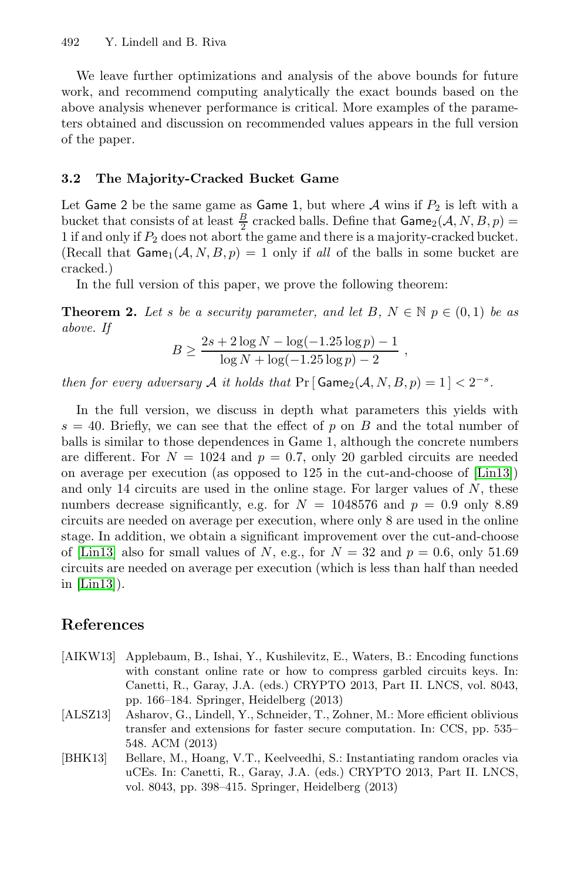We leave further optimizations and analysis of the above bounds for future work, and recommend computing analytically the exact bounds based on the above analysis whenever performance is critical. More examples of the parameters obtained and discussion on recommended values appears in the full version of the paper.

### 3.2 The Majority-Cracked Bucket Game

Let Game 2 be the same game as Game 1, but where $\mathcal{A}$ wins if $P_2$ is left with a bucket that consists of at least $\frac{B}{2}$ cracked balls. Define that $\mathsf{Game}_2(\mathcal{A}, N, B, p) = 1$ if and only if $P_2$ does not abort the game and there is a majority-cracked bucket. (Recall that $\mathsf{Game}_1(\mathcal{A}, N, B, p) = 1$ only if *all* of the balls in some bucket are cracked.)

In the full version of this paper, we prove the following theorem:

**Theorem 2.** *Let $s$ be a security parameter, and let $B$, $N \in \mathbb{N}$ $p \in (0, 1)$ be as above. If*

$$B \geq \frac{2s + 2\log N - \log(-1.25 \log p) - 1}{\log N + \log(-1.25 \log p) - 2},$$

*then for every adversary $\mathcal{A}$ it holds that* $\Pr[\mathsf{Game}_2(\mathcal{A}, N, B, p) = 1] < 2^{-s}$.

In the full version, we discuss in depth what parameters this yields with $s = 40$. Briefly, we can see that the effect of $p$ on $B$ and the total number of balls is similar to those dependences in Game 1, although the concrete numbers are different. For $N = 1024$ and $p = 0.7$, only 20 garbled circuits are needed on average per execution (as opposed to 125 in the cut-and-choose of [Lin13]) and only 14 circuits are used in the online stage. For larger values of $N$, these numbers decrease significantly, e.g. for $N = 1048576$ and $p = 0.9$ only 8.89 circuits are needed on average per execution, where only 8 are used in the online stage. In addition, we obtain a significant improvement over the cut-and-choose of [Lin13] also for small values of $N$, e.g., for $N = 32$ and $p = 0.6$, only 51.69 circuits are needed on average per execution (which is less than half than needed in [Lin13]).

## References

- [AIKW13] Applebaum, B., Ishai, Y., Kushilevitz, E., Waters, B.: Encoding functions with constant online rate or how to compress garbled circuits keys. In: Canetti, R., Garay, J.A. (eds.) CRYPTO 2013, Part II. LNCS, vol. 8043, pp. 166–184. Springer, Heidelberg (2013)
- [ALSZ13] Asharov, G., Lindell, Y., Schneider, T., Zohner, M.: More efficient oblivious transfer and extensions for faster secure computation. In: CCS, pp. 535–548. ACM (2013)
- [BHK13] Bellare, M., Hoang, V.T., Keelveedhi, S.: Instantiating random oracles via uCEs. In: Canetti, R., Garay, J.A. (eds.) CRYPTO 2013, Part II. LNCS, vol. 8043, pp. 398–415. Springer, Heidelberg (2013)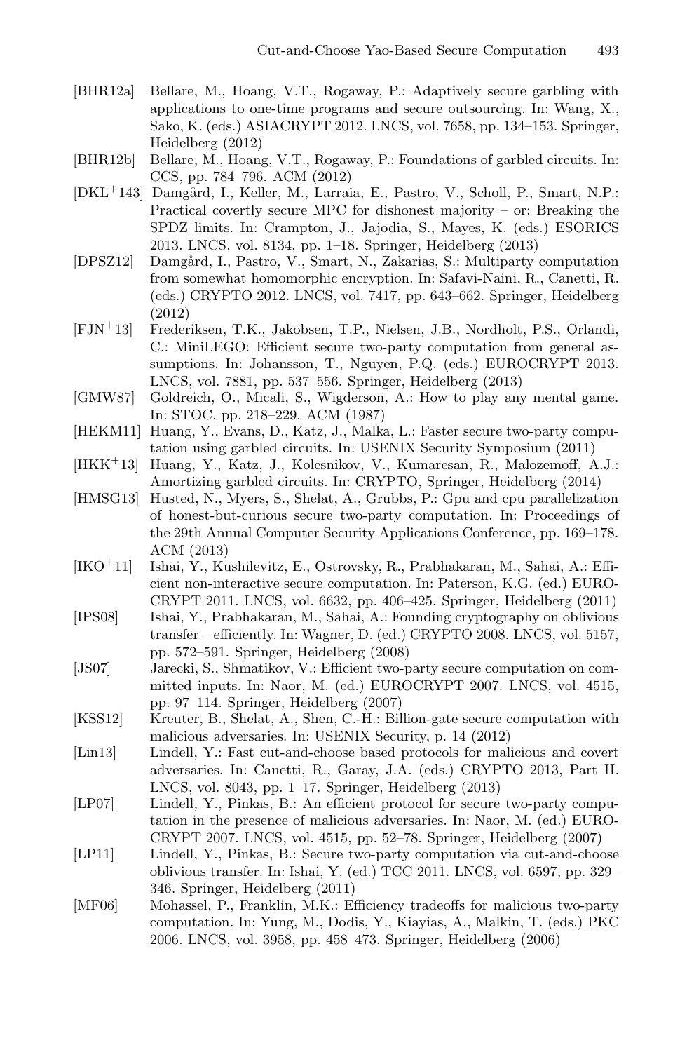[BHR12a] Bellare, M., Hoang, V.T., Rogaway, P.: Adaptively secure garbling with applications to one-time programs and secure outsourcing. In: Wang, X., Sako, K. (eds.) ASIACRYPT 2012. LNCS, vol. 7658, pp. 134–153. Springer, Heidelberg (2012)

[BHR12b] Bellare, M., Hoang, V.T., Rogaway, P.: Foundations of garbled circuits. In: CCS, pp. 784–796. ACM (2012)

[DKL+143] Damgård, I., Keller, M., Larraia, E., Pastro, V., Scholl, P., Smart, N.P.: Practical covertly secure MPC for dishonest majority – or: Breaking the SPDZ limits. In: Crampton, J., Jajodia, S., Mayes, K. (eds.) ESORICS 2013. LNCS, vol. 8134, pp. 1–18. Springer, Heidelberg (2013)

[DPSZ12] Damgård, I., Pastro, V., Smart, N., Zakarias, S.: Multiparty computation from somewhat homomorphic encryption. In: Safavi-Naini, R., Canetti, R. (eds.) CRYPTO 2012. LNCS, vol. 7417, pp. 643–662. Springer, Heidelberg (2012)

[FJN+13] Frederiksen, T.K., Jakobsen, T.P., Nielsen, J.B., Nordholt, P.S., Orlandi, C.: MiniLEGO: Efficient secure two-party computation from general assumptions. In: Johansson, T., Nguyen, P.Q. (eds.) EUROCRYPT 2013. LNCS, vol. 7881, pp. 537–556. Springer, Heidelberg (2013)

[GMW87] Goldreich, O., Micali, S., Wigderson, A.: How to play any mental game. In: STOC, pp. 218–229. ACM (1987)

[HEKM11] Huang, Y., Evans, D., Katz, J., Malka, L.: Faster secure two-party computation using garbled circuits. In: USENIX Security Symposium (2011)

[HKK+13] Huang, Y., Katz, J., Kolesnikov, V., Kumaresan, R., Malozemoff, A.J.: Amortizing garbled circuits. In: CRYPTO, Springer, Heidelberg (2014)

[HMSG13] Husted, N., Myers, S., Shelat, A., Grubbs, P.: Gpu and cpu parallelization of honest-but-curious secure two-party computation. In: Proceedings of the 29th Annual Computer Security Applications Conference, pp. 169–178. ACM (2013)

[IKO+11] Ishai, Y., Kushilevitz, E., Ostrovsky, R., Prabhakaran, M., Sahai, A.: Efficient non-interactive secure computation. In: Paterson, K.G. (ed.) EUROCRYPT 2011. LNCS, vol. 6632, pp. 406–425. Springer, Heidelberg (2011)

[IPS08] Ishai, Y., Prabhakaran, M., Sahai, A.: Founding cryptography on oblivious transfer – efficiently. In: Wagner, D. (ed.) CRYPTO 2008. LNCS, vol. 5157, pp. 572–591. Springer, Heidelberg (2008)

[JS07] Jarecki, S., Shmatikov, V.: Efficient two-party secure computation on committed inputs. In: Naor, M. (ed.) EUROCRYPT 2007. LNCS, vol. 4515, pp. 97–114. Springer, Heidelberg (2007)

[KSS12] Kreuter, B., Shelat, A., Shen, C.-H.: Billion-gate secure computation with malicious adversaries. In: USENIX Security, p. 14 (2012)

[Lin13] Lindell, Y.: Fast cut-and-choose based protocols for malicious and covert adversaries. In: Canetti, R., Garay, J.A. (eds.) CRYPTO 2013, Part II. LNCS, vol. 8043, pp. 1–17. Springer, Heidelberg (2013)

[LP07] Lindell, Y., Pinkas, B.: An efficient protocol for secure two-party computation in the presence of malicious adversaries. In: Naor, M. (ed.) EUROCRYPT 2007. LNCS, vol. 4515, pp. 52–78. Springer, Heidelberg (2007)

[LP11] Lindell, Y., Pinkas, B.: Secure two-party computation via cut-and-choose oblivious transfer. In: Ishai, Y. (ed.) TCC 2011. LNCS, vol. 6597, pp. 329–346. Springer, Heidelberg (2011)

[MF06] Mohassel, P., Franklin, M.K.: Efficiency tradeoffs for malicious two-party computation. In: Yung, M., Dodis, Y., Kiayias, A., Malkin, T. (eds.) PKC 2006. LNCS, vol. 3958, pp. 458–473. Springer, Heidelberg (2006)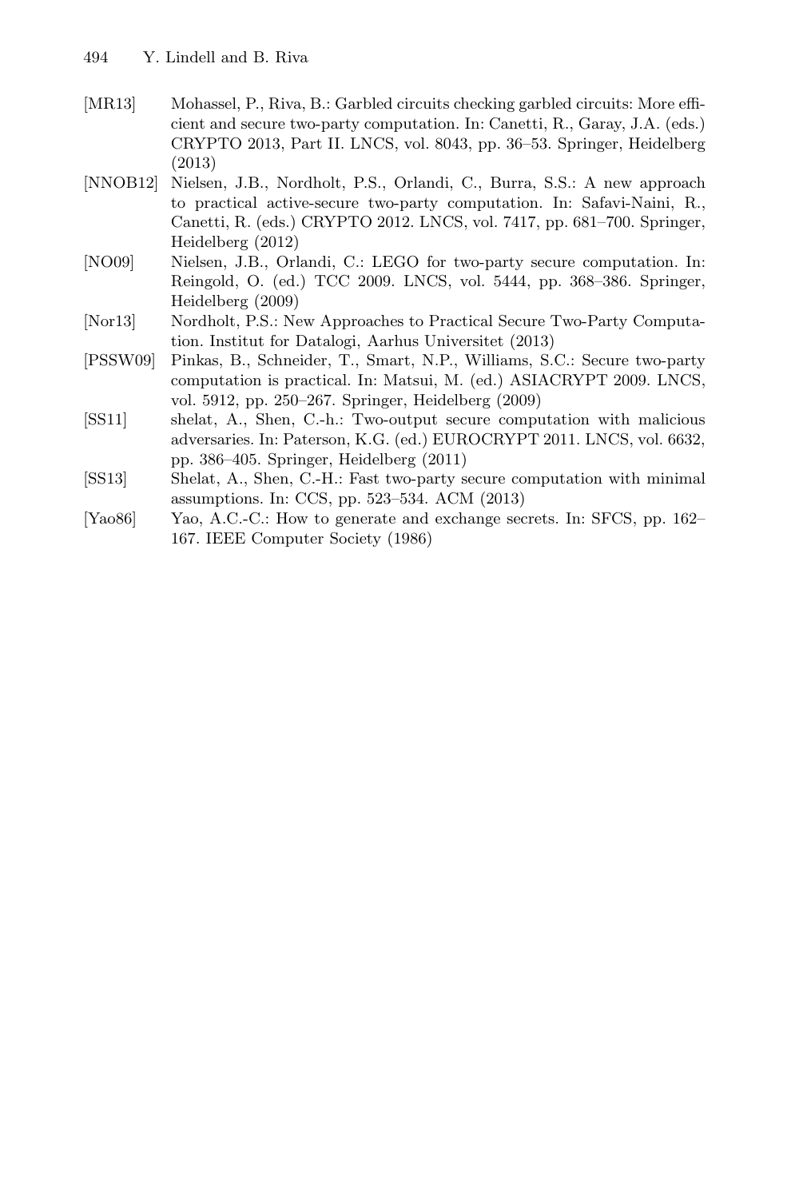[MR13] Mohassel, P., Riva, B.: Garbled circuits checking garbled circuits: More efficient and secure two-party computation. In: Canetti, R., Garay, J.A. (eds.) CRYPTO 2013, Part II. LNCS, vol. 8043, pp. 36–53. Springer, Heidelberg (2013)

[NNOB12] Nielsen, J.B., Nordholt, P.S., Orlandi, C., Burra, S.S.: A new approach to practical active-secure two-party computation. In: Safavi-Naini, R., Canetti, R. (eds.) CRYPTO 2012. LNCS, vol. 7417, pp. 681–700. Springer, Heidelberg (2012)

[NO09] Nielsen, J.B., Orlandi, C.: LEGO for two-party secure computation. In: Reingold, O. (ed.) TCC 2009. LNCS, vol. 5444, pp. 368–386. Springer, Heidelberg (2009)

[Nor13] Nordholt, P.S.: New Approaches to Practical Secure Two-Party Computation. Institut for Datalogi, Aarhus Universitet (2013)

[PSSW09] Pinkas, B., Schneider, T., Smart, N.P., Williams, S.C.: Secure two-party computation is practical. In: Matsui, M. (ed.) ASIACRYPT 2009. LNCS, vol. 5912, pp. 250–267. Springer, Heidelberg (2009)

[SS11] shelat, A., Shen, C.-h.: Two-output secure computation with malicious adversaries. In: Paterson, K.G. (ed.) EUROCRYPT 2011. LNCS, vol. 6632, pp. 386–405. Springer, Heidelberg (2011)

[SS13] Shelat, A., Shen, C.-H.: Fast two-party secure computation with minimal assumptions. In: CCS, pp. 523–534. ACM (2013)

[Yao86] Yao, A.C.-C.: How to generate and exchange secrets. In: SFCS, pp. 162–167. IEEE Computer Society (1986)